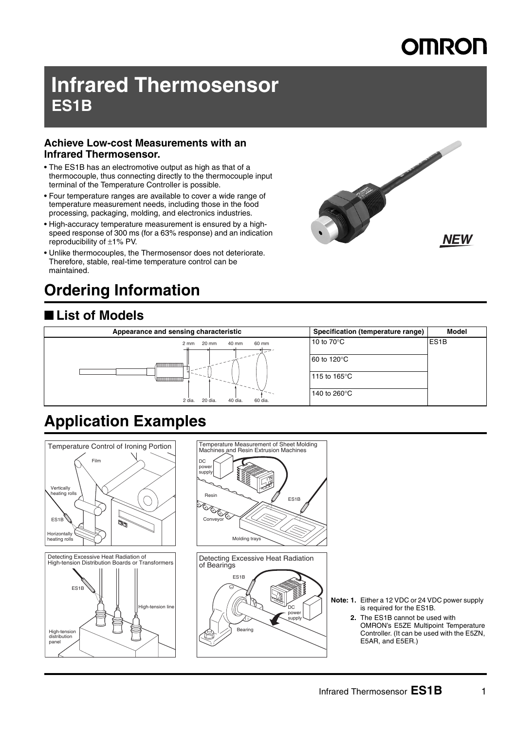# Infrared Thermosensor
## ES1B

**Achieve Low-cost Measurements with an Infrared Thermosensor.**

- The ES1B has an electromotive output as high as that of a thermocouple, thus connecting directly to the thermocouple input terminal of the Temperature Controller is possible.
- Four temperature ranges are available to cover a wide range of temperature measurement needs, including those in the food processing, packaging, molding, and electronics industries.
- High-accuracy temperature measurement is ensured by a high-speed response of 300 ms (for a 63% response) and an indication reproducibility of ±1% PV.
- Unlike thermocouples, the Thermosensor does not deteriorate. Therefore, stable, real-time temperature control can be maintained.

**NEW**

# Ordering Information

## ■ List of Models

| Appearance and sensing characteristic | Specification (temperature range) | Model |
|---|---|---|
| 2 mm / 20 mm / 40 mm / 60 mm; 2 dia. / 20 dia. / 40 dia. / 60 dia. | 10 to 70°C | ES1B |
| | 60 to 120°C | |
| | 115 to 165°C | |
| | 140 to 260°C | |

# Application Examples

**Temperature Control of Ironing Portion**

**Temperature Measurement of Sheet Molding Machines and Resin Extrusion Machines**

**Detecting Excessive Heat Radiation of High-tension Distribution Boards or Transformers**

**Detecting Excessive Heat Radiation of Bearings**

**Note: 1.** Either a 12 VDC or 24 VDC power supply is required for the ES1B.

**2.** The ES1B cannot be used with OMRON's E5ZE Multipoint Temperature Controller. (It can be used with the E5ZN, E5AR, and E5ER.)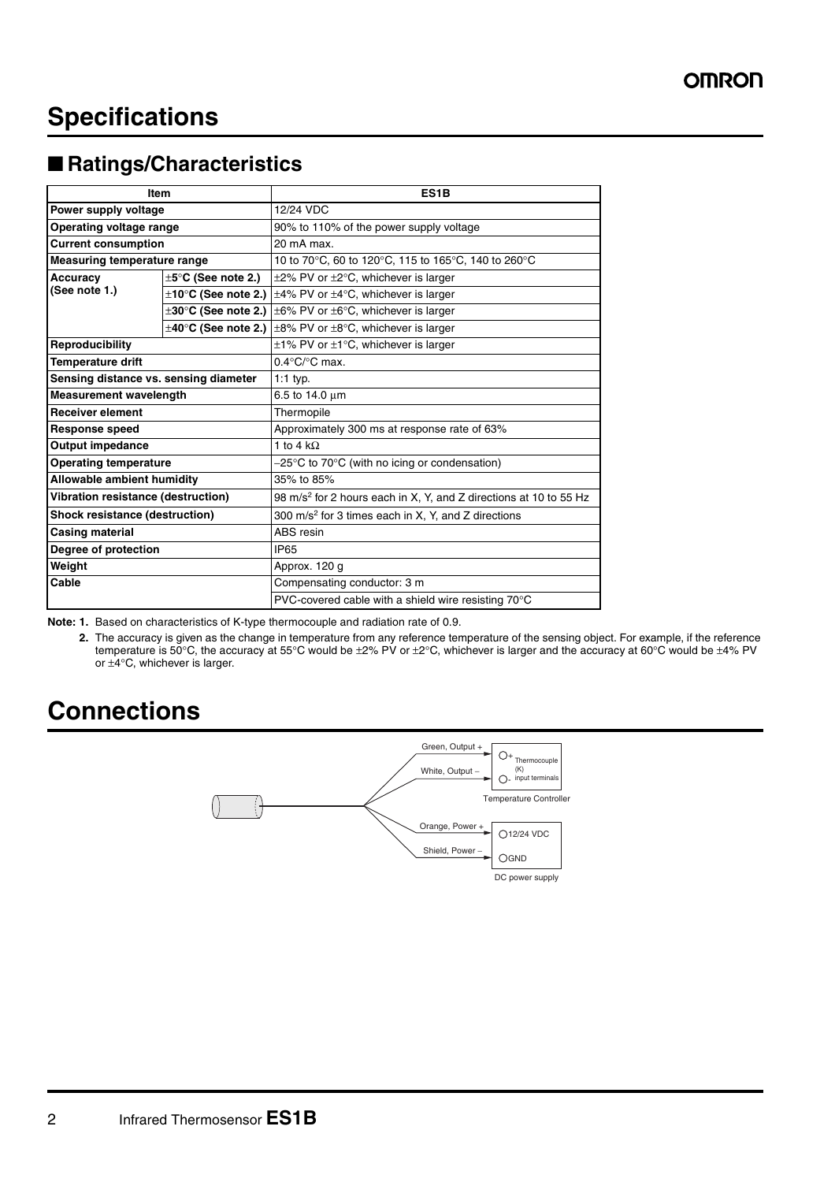# Specifications

## ■ Ratings/Characteristics

| Item | | ES1B |
|---|---|---|
| **Power supply voltage** | | 12/24 VDC |
| **Operating voltage range** | | 90% to 110% of the power supply voltage |
| **Current consumption** | | 20 mA max. |
| **Measuring temperature range** | | 10 to 70°C, 60 to 120°C, 115 to 165°C, 140 to 260°C |
| **Accuracy (See note 1.)** | **±5°C (See note 2.)** | ±2% PV or ±2°C, whichever is larger |
| | **±10°C (See note 2.)** | ±4% PV or ±4°C, whichever is larger |
| | **±30°C (See note 2.)** | ±6% PV or ±6°C, whichever is larger |
| | **±40°C (See note 2.)** | ±8% PV or ±8°C, whichever is larger |
| **Reproducibility** | | ±1% PV or ±1°C, whichever is larger |
| **Temperature drift** | | 0.4°C/°C max. |
| **Sensing distance vs. sensing diameter** | | 1:1 typ. |
| **Measurement wavelength** | | 6.5 to 14.0 μm |
| **Receiver element** | | Thermopile |
| **Response speed** | | Approximately 300 ms at response rate of 63% |
| **Output impedance** | | 1 to 4 kΩ |
| **Operating temperature** | | −25°C to 70°C (with no icing or condensation) |
| **Allowable ambient humidity** | | 35% to 85% |
| **Vibration resistance (destruction)** | | 98 $m/s^2$ for 2 hours each in X, Y, and Z directions at 10 to 55 Hz |
| **Shock resistance (destruction)** | | 300 $m/s^2$ for 3 times each in X, Y, and Z directions |
| **Casing material** | | ABS resin |
| **Degree of protection** | | IP65 |
| **Weight** | | Approx. 120 g |
| **Cable** | | Compensating conductor: 3 m |
| | | PVC-covered cable with a shield wire resisting 70°C |

**Note: 1.** Based on characteristics of K-type thermocouple and radiation rate of 0.9.

**2.** The accuracy is given as the change in temperature from any reference temperature of the sensing object. For example, if the reference temperature is 50°C, the accuracy at 55°C would be ±2% PV or ±2°C, whichever is larger and the accuracy at 60°C would be ±4% PV or ±4°C, whichever is larger.

# Connections

Green, Output + → + Thermocouple (K) input terminals
White, Output − → − Thermocouple (K) input terminals

Temperature Controller

Orange, Power + → 12/24 VDC
Shield, Power − → GND

DC power supply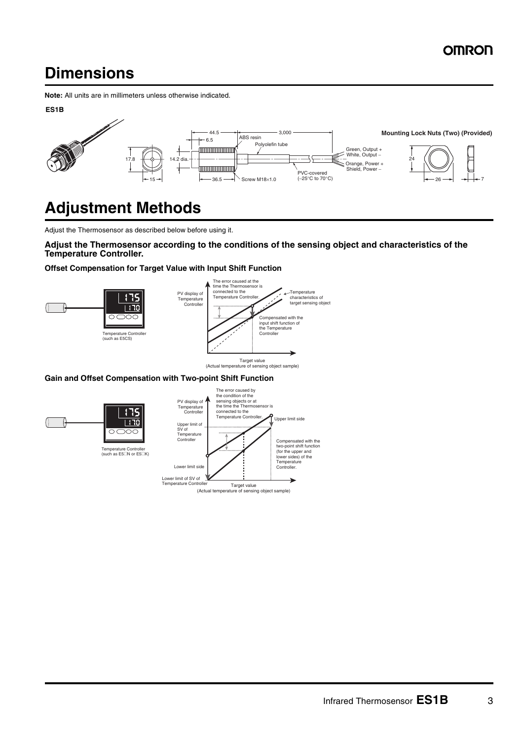# Dimensions

**Note:** All units are in millimeters unless otherwise indicated.

**ES1B**

44.5
6.5
3,000
ABS resin
Polyolefin tube
17.8
14.2 dia.
15
36.5
Screw M18×1.0
Green, Output +
White, Output −
Orange, Power +
Shield, Power −
PVC-covered
(−25°C to 70°C)

**Mounting Lock Nuts (Two) (Provided)**

24
26
7

# Adjustment Methods

Adjust the Thermosensor as described below before using it.

**Adjust the Thermosensor according to the conditions of the sensing object and characteristics of the Temperature Controller.**

### Offset Compensation for Target Value with Input Shift Function

Temperature Controller (such as E5CS)

PV display of Temperature Controller

The error caused at the time the Thermosensor is connected to the Temperature Controller.

Temperature characteristics of target sensing object

Compensated with the input shift function of the Temperature Controller

Target value
(Actual temperature of sensing object sample)

### Gain and Offset Compensation with Two-point Shift Function

Temperature Controller (such as E5□N or E5□K)

PV display of Temperature Controller

The error caused by the condition of the sensing objects or at the time the Thermosensor is connected to the Temperature Controller.

Upper limit side

Upper limit of SV of Temperature Controller

Compensated with the two-point shift function (for the upper and lower sides) of the Temperature Controller.

Lower limit side

Lower limit of SV of Temperature Controller

Target value
(Actual temperature of sensing object sample)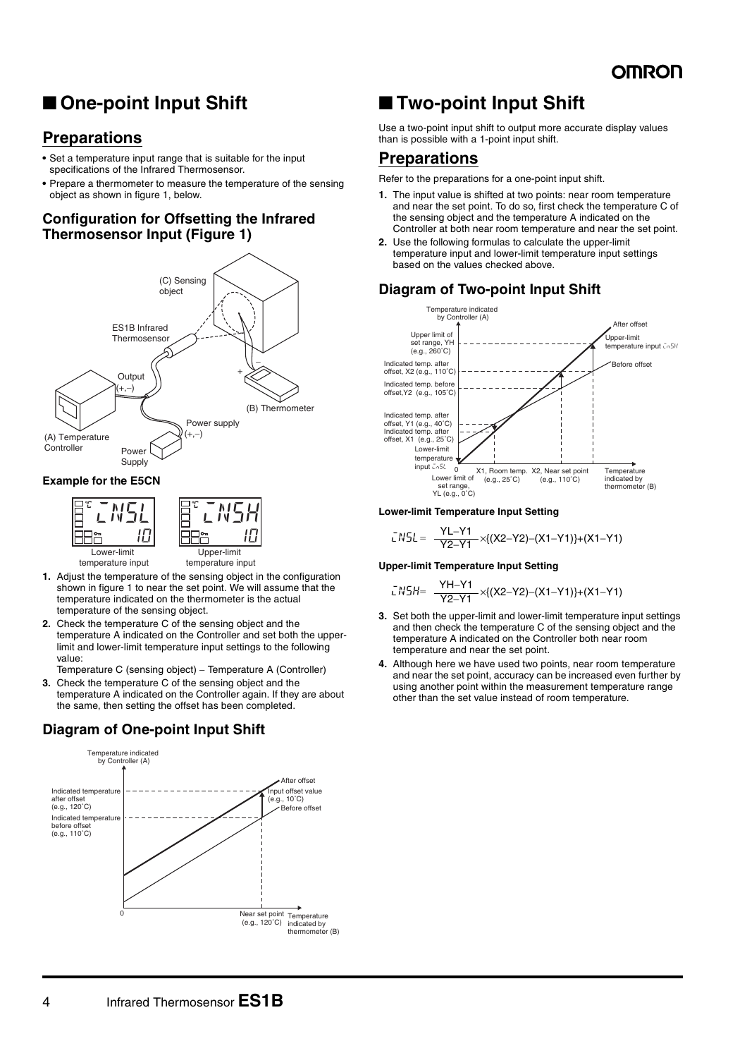## ■ One-point Input Shift

### Preparations

- Set a temperature input range that is suitable for the input specifications of the Infrared Thermosensor.
- Prepare a thermometer to measure the temperature of the sensing object as shown in figure 1, below.

#### Configuration for Offsetting the Infrared Thermosensor Input (Figure 1)

(C) Sensing object

ES1B Infrared Thermosensor

Output (+,−)

(B) Thermometer

Power supply (+,−)

(A) Temperature Controller

Power Supply

**Example for the E5CN**

Lower-limit temperature input

Upper-limit temperature input

1. Adjust the temperature of the sensing object in the configuration shown in figure 1 to near the set point. We will assume that the temperature indicated on the thermometer is the actual temperature of the sensing object.
2. Check the temperature C of the sensing object and the temperature A indicated on the Controller and set both the upper-limit and lower-limit temperature input settings to the following value:
   Temperature C (sensing object) − Temperature A (Controller)
3. Check the temperature C of the sensing object and the temperature A indicated on the Controller again. If they are about the same, then setting the offset has been completed.

#### Diagram of One-point Input Shift

Temperature indicated by Controller (A)

Indicated temperature after offset (e.g., 120°C)

Indicated temperature before offset (e.g., 110°C)

After offset

Input offset value (e.g., 10°C)

Before offset

Near set point (e.g., 120°C)

Temperature indicated by thermometer (B)

## ■ Two-point Input Shift

Use a two-point input shift to output more accurate display values than is possible with a 1-point input shift.

### Preparations

Refer to the preparations for a one-point input shift.

1. The input value is shifted at two points: near room temperature and near the set point. To do so, first check the temperature C of the sensing object and the temperature A indicated on the Controller at both near room temperature and near the set point.
2. Use the following formulas to calculate the upper-limit temperature input and lower-limit temperature input settings based on the values checked above.

#### Diagram of Two-point Input Shift

Temperature indicated by Controller (A)

Upper limit of set range, YH (e.g., 260°C)

Indicated temp. after offset, X2 (e.g., 110°C)

Indicated temp. before offset,Y2 (e.g., 105°C)

Indicated temp. after offset, Y1 (e.g., 40°C)

Indicated temp. after offset, X1 (e.g., 25°C)

Lower-limit temperature input

After offset

Upper-limit temperature input

Before offset

Lower limit of set range, YL (e.g., 0°C)

X1, Room temp. (e.g., 25°C)

X2, Near set point (e.g., 110°C)

Temperature indicated by thermometer (B)

**Lower-limit Temperature Input Setting**

$$\text{INSL} = \frac{YL-Y1}{Y2-Y1} \times \{(X2-Y2)-(X1-Y1)\}+(X1-Y1)$$

**Upper-limit Temperature Input Setting**

$$\text{INSH} = \frac{YH-Y1}{Y2-Y1} \times \{(X2-Y2)-(X1-Y1)\}+(X1-Y1)$$

3. Set both the upper-limit and lower-limit temperature input settings and then check the temperature C of the sensing object and the temperature A indicated on the Controller both near room temperature and near the set point.
4. Although here we have used two points, near room temperature and near the set point, accuracy can be increased even further by using another point within the measurement temperature range other than the set value instead of room temperature.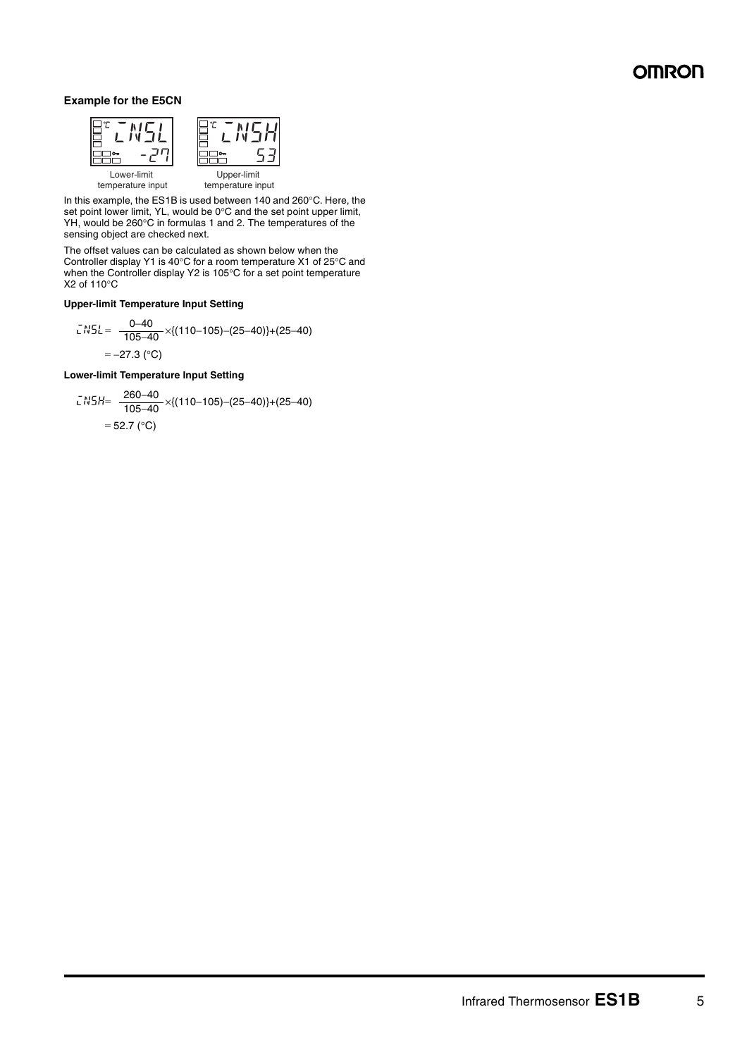**Example for the E5CN**

INSL -27 — Lower-limit temperature input

INSH 53 — Upper-limit temperature input

In this example, the ES1B is used between 140 and 260°C. Here, the set point lower limit, YL, would be 0°C and the set point upper limit, YH, would be 260°C in formulas 1 and 2. The temperatures of the sensing object are checked next.

The offset values can be calculated as shown below when the Controller display Y1 is 40°C for a room temperature X1 of 25°C and when the Controller display Y2 is 105°C for a set point temperature X2 of 110°C

**Upper-limit Temperature Input Setting**

$$INSL = \frac{0-40}{105-40} \times \{(110-105)-(25-40)\}+(25-40)$$

$$= -27.3\ (°C)$$

**Lower-limit Temperature Input Setting**

$$INSH = \frac{260-40}{105-40} \times \{(110-105)-(25-40)\}+(25-40)$$

$$= 52.7\ (°C)$$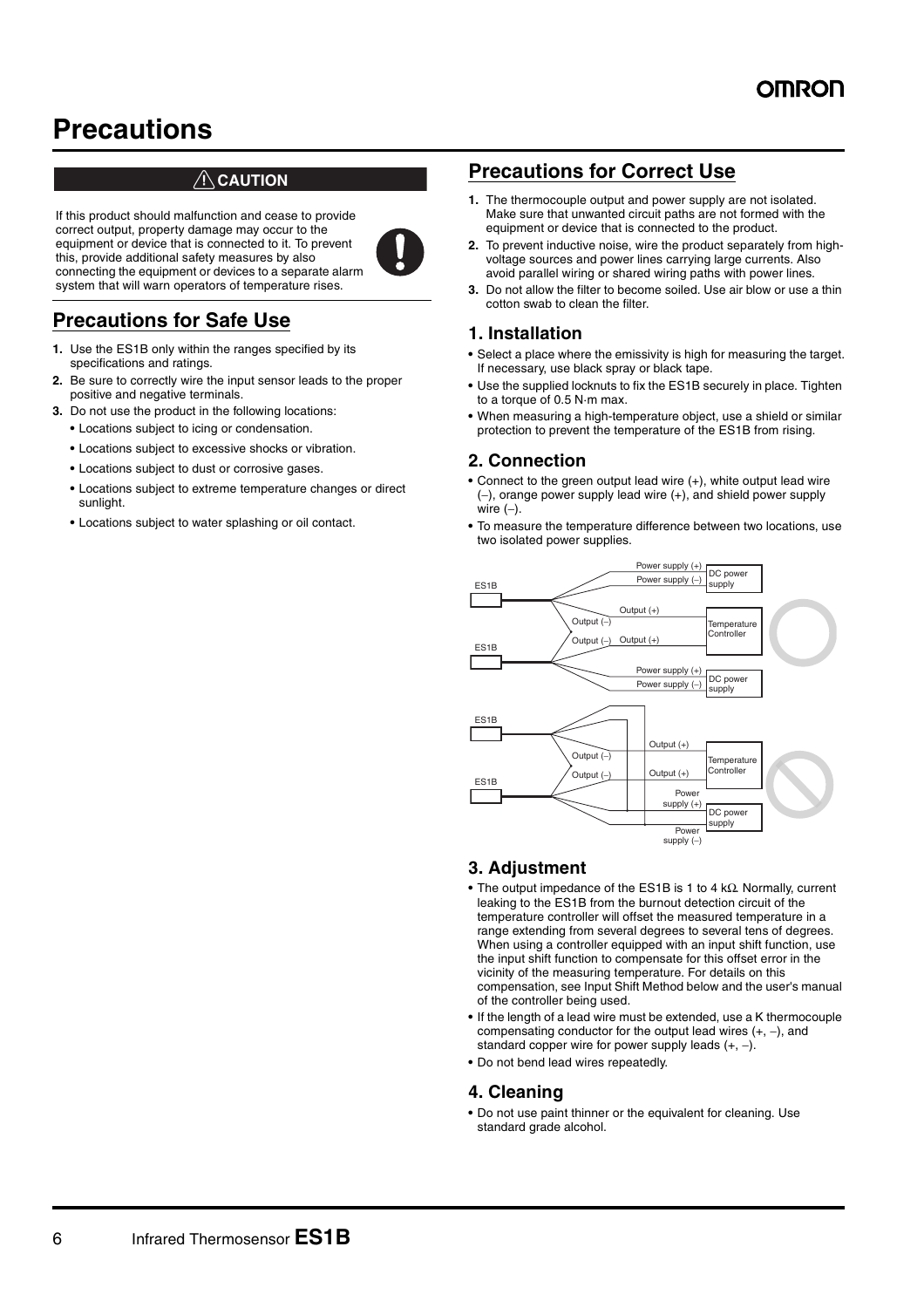# Precautions

## ⚠ CAUTION

If this product should malfunction and cease to provide correct output, property damage may occur to the equipment or device that is connected to it. To prevent this, provide additional safety measures by also connecting the equipment or devices to a separate alarm system that will warn operators of temperature rises.

## Precautions for Safe Use

1. Use the ES1B only within the ranges specified by its specifications and ratings.
2. Be sure to correctly wire the input sensor leads to the proper positive and negative terminals.
3. Do not use the product in the following locations:
   - Locations subject to icing or condensation.
   - Locations subject to excessive shocks or vibration.
   - Locations subject to dust or corrosive gases.
   - Locations subject to extreme temperature changes or direct sunlight.
   - Locations subject to water splashing or oil contact.

## Precautions for Correct Use

1. The thermocouple output and power supply are not isolated. Make sure that unwanted circuit paths are not formed with the equipment or device that is connected to the product.
2. To prevent inductive noise, wire the product separately from high-voltage sources and power lines carrying large currents. Also avoid parallel wiring or shared wiring paths with power lines.
3. Do not allow the filter to become soiled. Use air blow or use a thin cotton swab to clean the filter.

### 1. Installation

- Select a place where the emissivity is high for measuring the target. If necessary, use black spray or black tape.
- Use the supplied locknuts to fix the ES1B securely in place. Tighten to a torque of 0.5 N·m max.
- When measuring a high-temperature object, use a shield or similar protection to prevent the temperature of the ES1B from rising.

### 2. Connection

- Connect to the green output lead wire (+), white output lead wire (–), orange power supply lead wire (+), and shield power supply wire (–).
- To measure the temperature difference between two locations, use two isolated power supplies.

ES1B, Power supply (+), Power supply (–), DC power supply, Output (+), Output (–), Temperature Controller, Output (–), Output (+), ES1B, Power supply (+), Power supply (–), DC power supply

ES1B, Output (+), Output (–), Temperature Controller, Output (–), Output (+), ES1B, Power supply (+), DC power supply, Power supply (–)

### 3. Adjustment

- The output impedance of the ES1B is 1 to 4 kΩ. Normally, current leaking to the ES1B from the burnout detection circuit of the temperature controller will offset the measured temperature in a range extending from several degrees to several tens of degrees. When using a controller equipped with an input shift function, use the input shift function to compensate for this offset error in the vicinity of the measuring temperature. For details on this compensation, see Input Shift Method below and the user's manual of the controller being used.
- If the length of a lead wire must be extended, use a K thermocouple compensating conductor for the output lead wires (+, –), and standard copper wire for power supply leads (+, –).
- Do not bend lead wires repeatedly.

### 4. Cleaning

- Do not use paint thinner or the equivalent for cleaning. Use standard grade alcohol.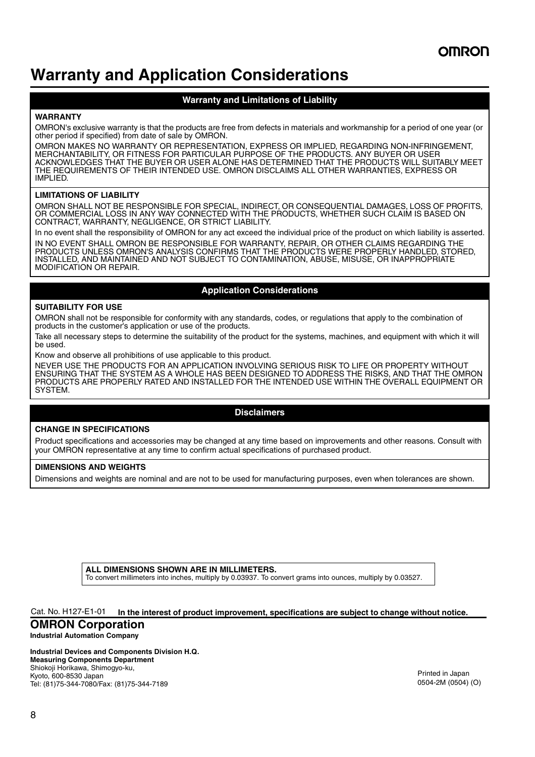# Warranty and Application Considerations

## Warranty and Limitations of Liability

### WARRANTY

OMRON's exclusive warranty is that the products are free from defects in materials and workmanship for a period of one year (or other period if specified) from date of sale by OMRON.

OMRON MAKES NO WARRANTY OR REPRESENTATION, EXPRESS OR IMPLIED, REGARDING NON-INFRINGEMENT, MERCHANTABILITY, OR FITNESS FOR PARTICULAR PURPOSE OF THE PRODUCTS. ANY BUYER OR USER ACKNOWLEDGES THAT THE BUYER OR USER ALONE HAS DETERMINED THAT THE PRODUCTS WILL SUITABLY MEET THE REQUIREMENTS OF THEIR INTENDED USE. OMRON DISCLAIMS ALL OTHER WARRANTIES, EXPRESS OR IMPLIED.

### LIMITATIONS OF LIABILITY

OMRON SHALL NOT BE RESPONSIBLE FOR SPECIAL, INDIRECT, OR CONSEQUENTIAL DAMAGES, LOSS OF PROFITS, OR COMMERCIAL LOSS IN ANY WAY CONNECTED WITH THE PRODUCTS, WHETHER SUCH CLAIM IS BASED ON CONTRACT, WARRANTY, NEGLIGENCE, OR STRICT LIABILITY.

In no event shall the responsibility of OMRON for any act exceed the individual price of the product on which liability is asserted.

IN NO EVENT SHALL OMRON BE RESPONSIBLE FOR WARRANTY, REPAIR, OR OTHER CLAIMS REGARDING THE PRODUCTS UNLESS OMRON'S ANALYSIS CONFIRMS THAT THE PRODUCTS WERE PROPERLY HANDLED, STORED, INSTALLED, AND MAINTAINED AND NOT SUBJECT TO CONTAMINATION, ABUSE, MISUSE, OR INAPPROPRIATE MODIFICATION OR REPAIR.

## Application Considerations

### SUITABILITY FOR USE

OMRON shall not be responsible for conformity with any standards, codes, or regulations that apply to the combination of products in the customer's application or use of the products.

Take all necessary steps to determine the suitability of the product for the systems, machines, and equipment with which it will be used.

Know and observe all prohibitions of use applicable to this product.

NEVER USE THE PRODUCTS FOR AN APPLICATION INVOLVING SERIOUS RISK TO LIFE OR PROPERTY WITHOUT ENSURING THAT THE SYSTEM AS A WHOLE HAS BEEN DESIGNED TO ADDRESS THE RISKS, AND THAT THE OMRON PRODUCTS ARE PROPERLY RATED AND INSTALLED FOR THE INTENDED USE WITHIN THE OVERALL EQUIPMENT OR SYSTEM.

## Disclaimers

### CHANGE IN SPECIFICATIONS

Product specifications and accessories may be changed at any time based on improvements and other reasons. Consult with your OMRON representative at any time to confirm actual specifications of purchased product.

### DIMENSIONS AND WEIGHTS

Dimensions and weights are nominal and are not to be used for manufacturing purposes, even when tolerances are shown.

**ALL DIMENSIONS SHOWN ARE IN MILLIMETERS.**
To convert millimeters into inches, multiply by 0.03937. To convert grams into ounces, multiply by 0.03527.

Cat. No. H127-E1-01 **In the interest of product improvement, specifications are subject to change without notice.**

**OMRON Corporation**
**Industrial Automation Company**

**Industrial Devices and Components Division H.Q.**
**Measuring Components Department**
Shiokoji Horikawa, Shimogyo-ku,
Kyoto, 600-8530 Japan
Tel: (81)75-344-7080/Fax: (81)75-344-7189

Printed in Japan
0504-2M (0504) (O)